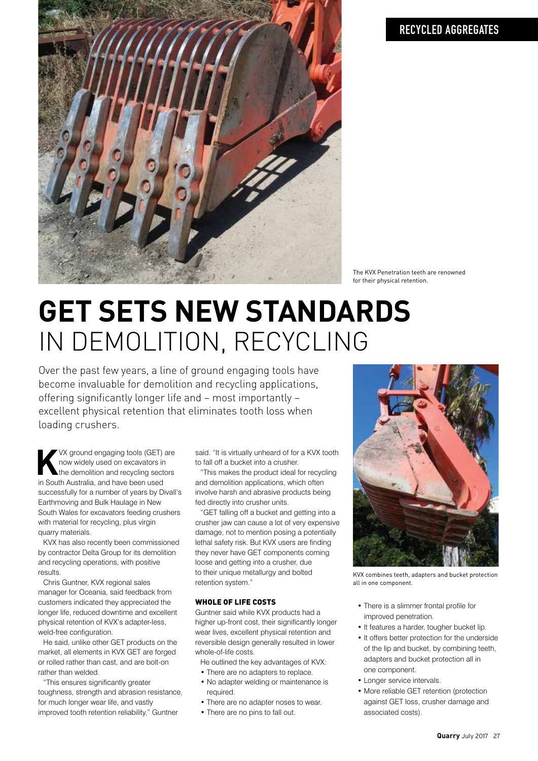The KVX Penetration teeth are renowned for their physical retention.

# GET SETS NEW STANDARDS IN DEMOLITION, RECYCLING

Over the past few years, a line of ground engaging tools have become invaluable for demolition and recycling applications, offering significantly longer life and – most importantly – excellent physical retention that eliminates tooth loss when loading crushers.

KVX ground engaging tools (GET) are now widely used on excavators in the demolition and recycling sectors in South Australia, and have been used successfully for a number of years by Divall's Earthmoving and Bulk Haulage in New South Wales for excavators feeding crushers with material for recycling, plus virgin quarry materials.

KVX has also recently been commissioned by contractor Delta Group for its demolition and recycling operations, with positive results.

Chris Guntner, KVX regional sales manager for Oceania, said feedback from customers indicated they appreciated the longer life, reduced downtime and excellent physical retention of KVX's adapter-less, weld-free configuration.

He said, unlike other GET products on the market, all elements in KVX GET are forged or rolled rather than cast, and are bolt-on rather than welded.

"This ensures significantly greater toughness, strength and abrasion resistance, for much longer wear life, and vastly improved tooth retention reliability," Guntner said. "It is virtually unheard of for a KVX tooth to fall off a bucket into a crusher.

"This makes the product ideal for recycling and demolition applications, which often involve harsh and abrasive products being fed directly into crusher units.

"GET falling off a bucket and getting into a crusher jaw can cause a lot of very expensive damage, not to mention posing a potentially lethal safety risk. But KVX users are finding they never have GET components coming loose and getting into a crusher, due to their unique metallurgy and bolted retention system."

## WHOLE OF LIFE COSTS

Guntner said while KVX products had a higher up-front cost, their significantly longer wear lives, excellent physical retention and reversible design generally resulted in lower whole-of-life costs.

He outlined the key advantages of KVX:

- There are no adapters to replace.
- No adapter welding or maintenance is required.
- There are no adapter noses to wear.
- There are no pins to fall out.
- There is a slimmer frontal profile for improved penetration.
- It features a harder, tougher bucket lip.
- It offers better protection for the underside of the lip and bucket, by combining teeth, adapters and bucket protection all in one component.
- Longer service intervals.
- More reliable GET retention (protection against GET loss, crusher damage and associated costs).

KVX combines teeth, adapters and bucket protection all in one component.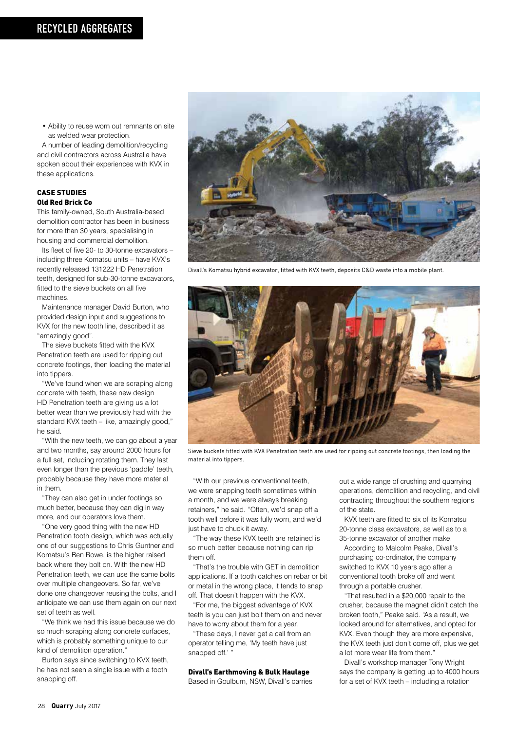- Ability to reuse worn out remnants on site as welded wear protection.

A number of leading demolition/recycling and civil contractors across Australia have spoken about their experiences with KVX in these applications.

### CASE STUDIES

#### Old Red Brick Co

This family-owned, South Australia-based demolition contractor has been in business for more than 30 years, specialising in housing and commercial demolition.

Its fleet of five 20- to 30-tonne excavators – including three Komatsu units – have KVX's recently released 131222 HD Penetration teeth, designed for sub-30-tonne excavators, fitted to the sieve buckets on all five machines.

Maintenance manager David Burton, who provided design input and suggestions to KVX for the new tooth line, described it as "amazingly good".

The sieve buckets fitted with the KVX Penetration teeth are used for ripping out concrete footings, then loading the material into tippers.

"We've found when we are scraping along concrete with teeth, these new design HD Penetration teeth are giving us a lot better wear than we previously had with the standard KVX teeth – like, amazingly good," he said.

"With the new teeth, we can go about a year and two months, say around 2000 hours for a full set, including rotating them. They last even longer than the previous 'paddle' teeth, probably because they have more material in them.

"They can also get in under footings so much better, because they can dig in way more, and our operators love them.

"One very good thing with the new HD Penetration tooth design, which was actually one of our suggestions to Chris Guntner and Komatsu's Ben Rowe, is the higher raised back where they bolt on. With the new HD Penetration teeth, we can use the same bolts over multiple changeovers. So far, we've done one changeover reusing the bolts, and I anticipate we can use them again on our next set of teeth as well.

"We think we had this issue because we do so much scraping along concrete surfaces, which is probably something unique to our kind of demolition operation."

Burton says since switching to KVX teeth, he has not seen a single issue with a tooth snapping off.

Divall's Komatsu hybrid excavator, fitted with KVX teeth, deposits C&D waste into a mobile plant.

Sieve buckets fitted with KVX Penetration teeth are used for ripping out concrete footings, then loading the material into tippers.

"With our previous conventional teeth, we were snapping teeth sometimes within a month, and we were always breaking retainers," he said. "Often, we'd snap off a tooth well before it was fully worn, and we'd just have to chuck it away.

"The way these KVX teeth are retained is so much better because nothing can rip them off.

"That's the trouble with GET in demolition applications. If a tooth catches on rebar or bit or metal in the wrong place, it tends to snap off. That doesn't happen with the KVX.

"For me, the biggest advantage of KVX teeth is you can just bolt them on and never have to worry about them for a year.

"These days, I never get a call from an operator telling me, 'My teeth have just snapped off.' "

#### Divall's Earthmoving & Bulk Haulage

Based in Goulburn, NSW, Divall's carries out a wide range of crushing and quarrying operations, demolition and recycling, and civil contracting throughout the southern regions of the state.

KVX teeth are fitted to six of its Komatsu 20-tonne class excavators, as well as to a 35-tonne excavator of another make.

According to Malcolm Peake, Divall's purchasing co-ordinator, the company switched to KVX 10 years ago after a conventional tooth broke off and went through a portable crusher.

"That resulted in a $20,000 repair to the crusher, because the magnet didn't catch the broken tooth," Peake said. "As a result, we looked around for alternatives, and opted for KVX. Even though they are more expensive, the KVX teeth just don't come off, plus we get a lot more wear life from them."

Divall's workshop manager Tony Wright says the company is getting up to 4000 hours for a set of KVX teeth – including a rotation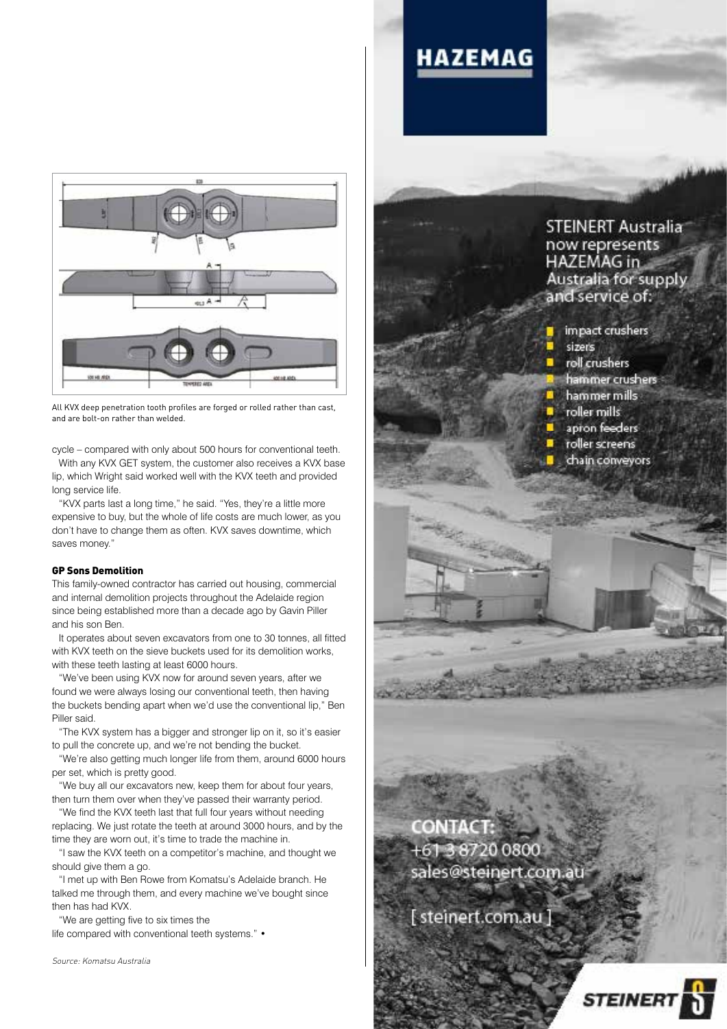All KVX deep penetration tooth profiles are forged or rolled rather than cast, and are bolt-on rather than welded.

cycle – compared with only about 500 hours for conventional teeth.

With any KVX GET system, the customer also receives a KVX base lip, which Wright said worked well with the KVX teeth and provided long service life.

"KVX parts last a long time," he said. "Yes, they're a little more expensive to buy, but the whole of life costs are much lower, as you don't have to change them as often. KVX saves downtime, which saves money."

### GP Sons Demolition

This family-owned contractor has carried out housing, commercial and internal demolition projects throughout the Adelaide region since being established more than a decade ago by Gavin Piller and his son Ben.

It operates about seven excavators from one to 30 tonnes, all fitted with KVX teeth on the sieve buckets used for its demolition works, with these teeth lasting at least 6000 hours.

"We've been using KVX now for around seven years, after we found we were always losing our conventional teeth, then having the buckets bending apart when we'd use the conventional lip," Ben Piller said.

"The KVX system has a bigger and stronger lip on it, so it's easier to pull the concrete up, and we're not bending the bucket.

"We're also getting much longer life from them, around 6000 hours per set, which is pretty good.

"We buy all our excavators new, keep them for about four years, then turn them over when they've passed their warranty period.

"We find the KVX teeth last that full four years without needing replacing. We just rotate the teeth at around 3000 hours, and by the time they are worn out, it's time to trade the machine in.

"I saw the KVX teeth on a competitor's machine, and thought we should give them a go.

"I met up with Ben Rowe from Komatsu's Adelaide branch. He talked me through them, and every machine we've bought since then has had KVX.

"We are getting five to six times the life compared with conventional teeth systems." •

*Source: Komatsu Australia*

HAZEMAG

STEINERT Australia now represents HAZEMAG in Australia for supply and service of:

- impact crushers
- sizers
- roll crushers
- hammer crushers
- hammer mills
- roller mills
- apron feeders
- roller screens
- chain conveyors

CONTACT:
+61 3 8720 0800
sales@steinert.com.au

[ steinert.com.au ]

STEINERT